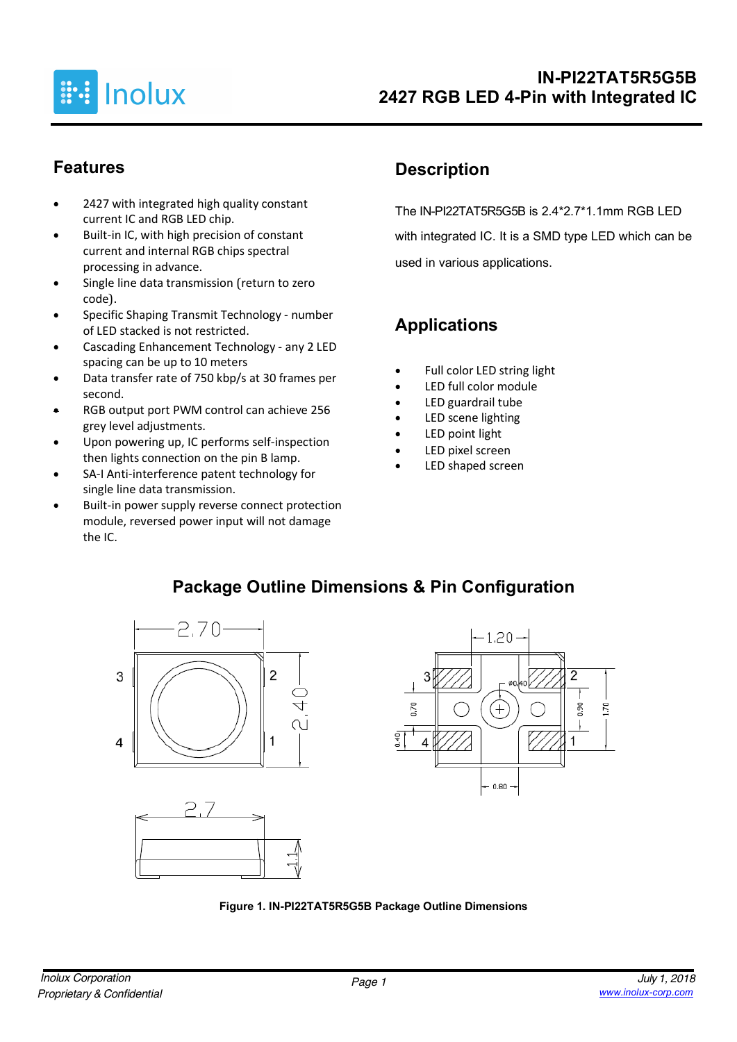# IN-PI22TAT5R5G5B
## 2427 RGB LED 4-Pin with Integrated IC

## Features

- 2427 with integrated high quality constant current IC and RGB LED chip.
- Built-in IC, with high precision of constant current and internal RGB chips spectral processing in advance.
- Single line data transmission (return to zero code).
- Specific Shaping Transmit Technology - number of LED stacked is not restricted.
- Cascading Enhancement Technology - any 2 LED spacing can be up to 10 meters
- Data transfer rate of 750 kbp/s at 30 frames per second.
- RGB output port PWM control can achieve 256 grey level adjustments.
- Upon powering up, IC performs self-inspection then lights connection on the pin B lamp.
- SA-I Anti-interference patent technology for single line data transmission.
- Built-in power supply reverse connect protection module, reversed power input will not damage the IC.

## Description

The IN-PI22TAT5R5G5B is 2.4*2.7*1.1mm RGB LED with integrated IC. It is a SMD type LED which can be used in various applications.

## Applications

- Full color LED string light
- LED full color module
- LED guardrail tube
- LED scene lighting
- LED point light
- LED pixel screen
- LED shaped screen

## Package Outline Dimensions & Pin Configuration

**Figure 1. IN-PI22TAT5R5G5B Package Outline Dimensions**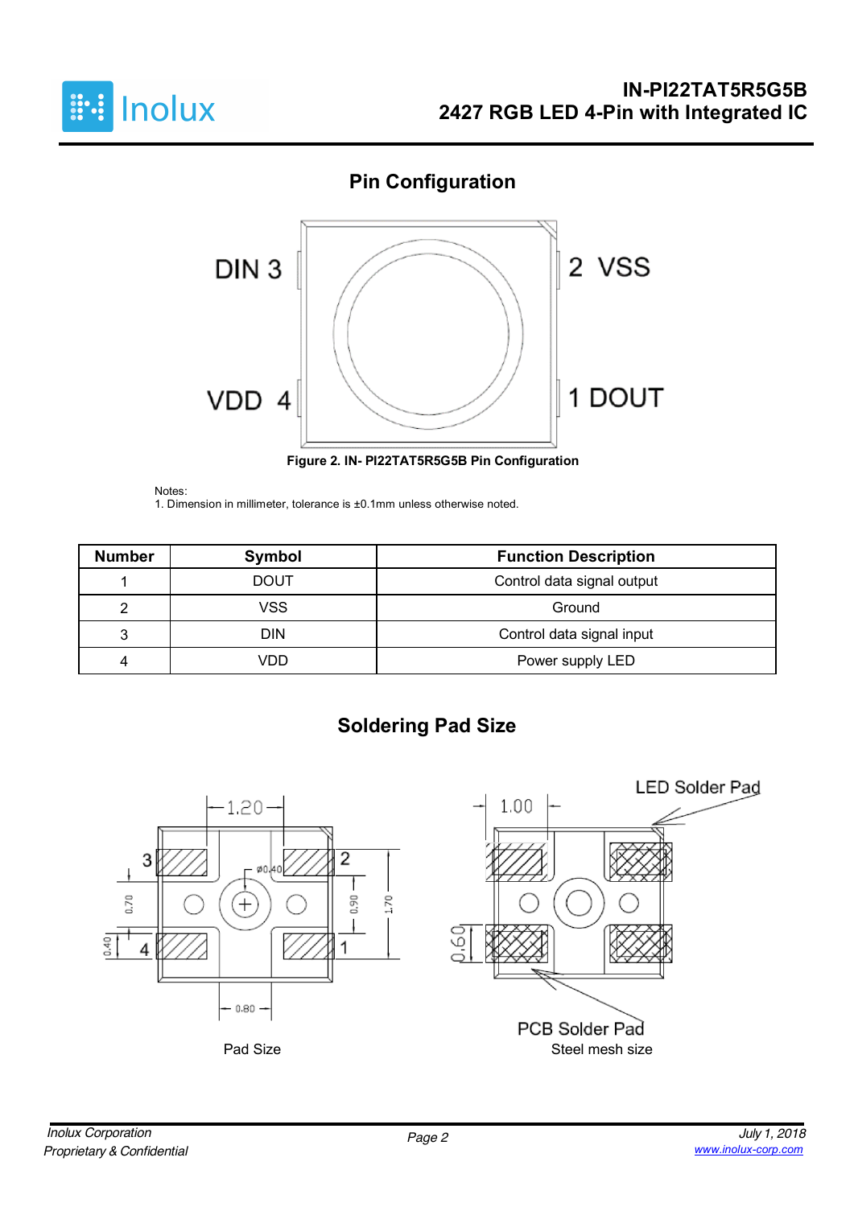## Pin Configuration

Figure 2. IN- PI22TAT5R5G5B Pin Configuration

Notes:
1. Dimension in millimeter, tolerance is ±0.1mm unless otherwise noted.

| Number | Symbol | Function Description |
|---|---|---|
| 1 | DOUT | Control data signal output |
| 2 | VSS | Ground |
| 3 | DIN | Control data signal input |
| 4 | VDD | Power supply LED |

## Soldering Pad Size

Pad Size

Steel mesh size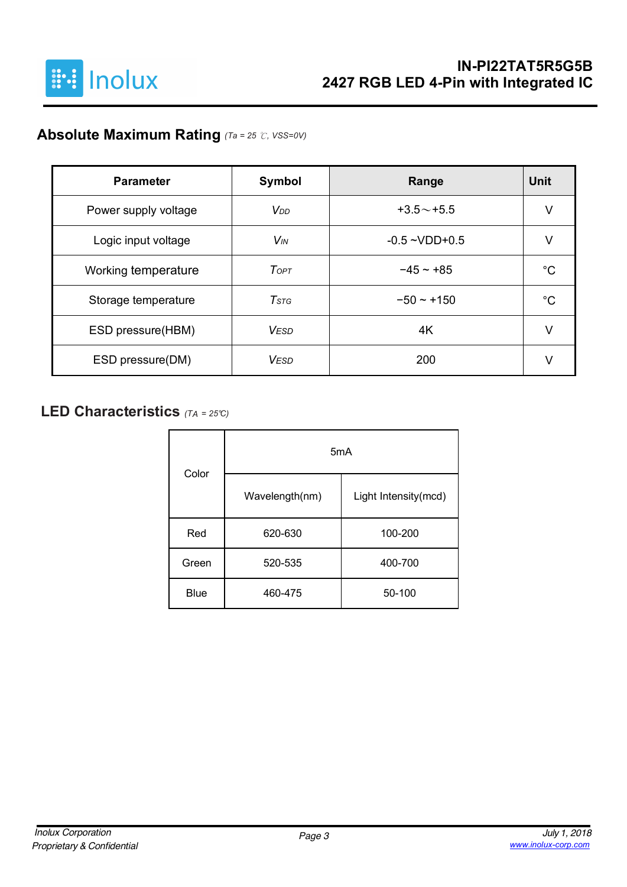## Absolute Maximum Rating *(Ta = 25 ℃, VSS=0V)*

| Parameter | Symbol | Range | Unit |
|---|---|---|---|
| Power supply voltage | $V_{DD}$ | +3.5～+5.5 | V |
| Logic input voltage | $V_{IN}$ | -0.5 ~VDD+0.5 | V |
| Working temperature | $T_{OPT}$ | −45 ~ +85 | °C |
| Storage temperature | $T_{STG}$ | −50 ~ +150 | °C |
| ESD pressure(HBM) | $V_{ESD}$ | 4K | V |
| ESD pressure(DM) | $V_{ESD}$ | 200 | V |

## LED Characteristics *(TA = 25℃)*

| Color | 5mA | |
|---|---|---|
| | Wavelength(nm) | Light Intensity(mcd) |
| Red | 620-630 | 100-200 |
| Green | 520-535 | 400-700 |
| Blue | 460-475 | 50-100 |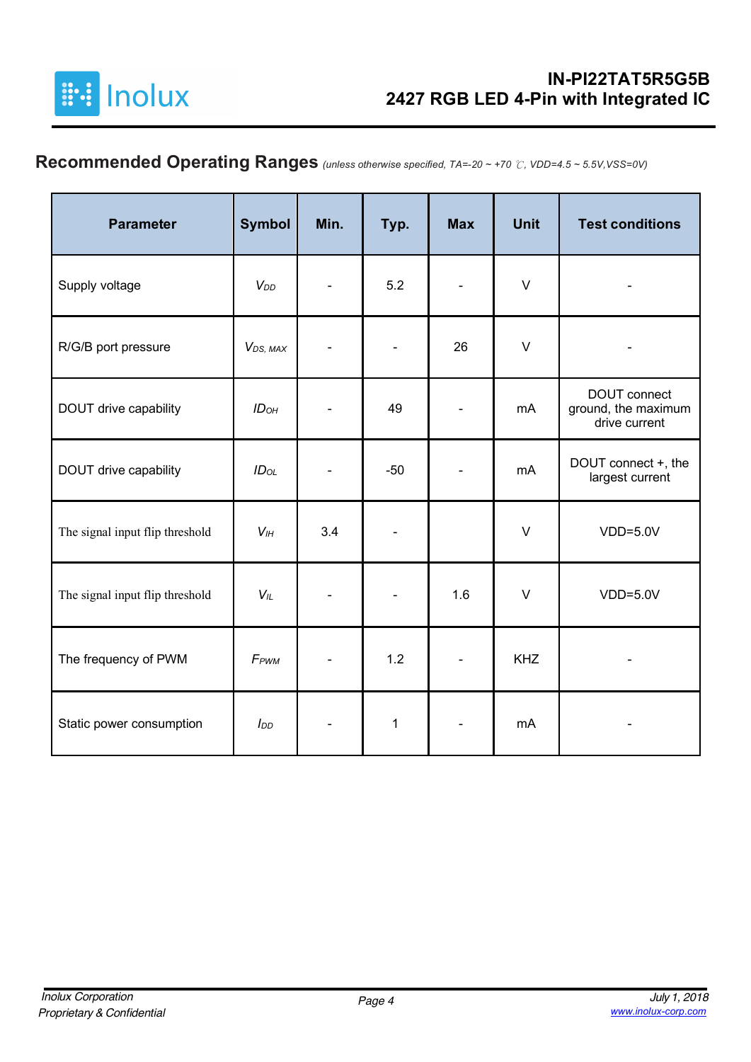## Recommended Operating Ranges *(unless otherwise specified, TA=-20 ~ +70 ℃, VDD=4.5 ~ 5.5V,VSS=0V)*

| Parameter | Symbol | Min. | Typ. | Max | Unit | Test conditions |
|---|---|---|---|---|---|---|
| Supply voltage | $V_{DD}$ | - | 5.2 | - | V | - |
| R/G/B port pressure | $V_{DS,\ MAX}$ | - | - | 26 | V | - |
| DOUT drive capability | $ID_{OH}$ | - | 49 | - | mA | DOUT connect ground, the maximum drive current |
| DOUT drive capability | $ID_{OL}$ | - | -50 | - | mA | DOUT connect +, the largest current |
| The signal input flip threshold | $V_{IH}$ | 3.4 | - | | V | VDD=5.0V |
| The signal input flip threshold | $V_{IL}$ | - | - | 1.6 | V | VDD=5.0V |
| The frequency of PWM | $F_{PWM}$ | - | 1.2 | - | KHZ | - |
| Static power consumption | $I_{DD}$ | - | 1 | - | mA | - |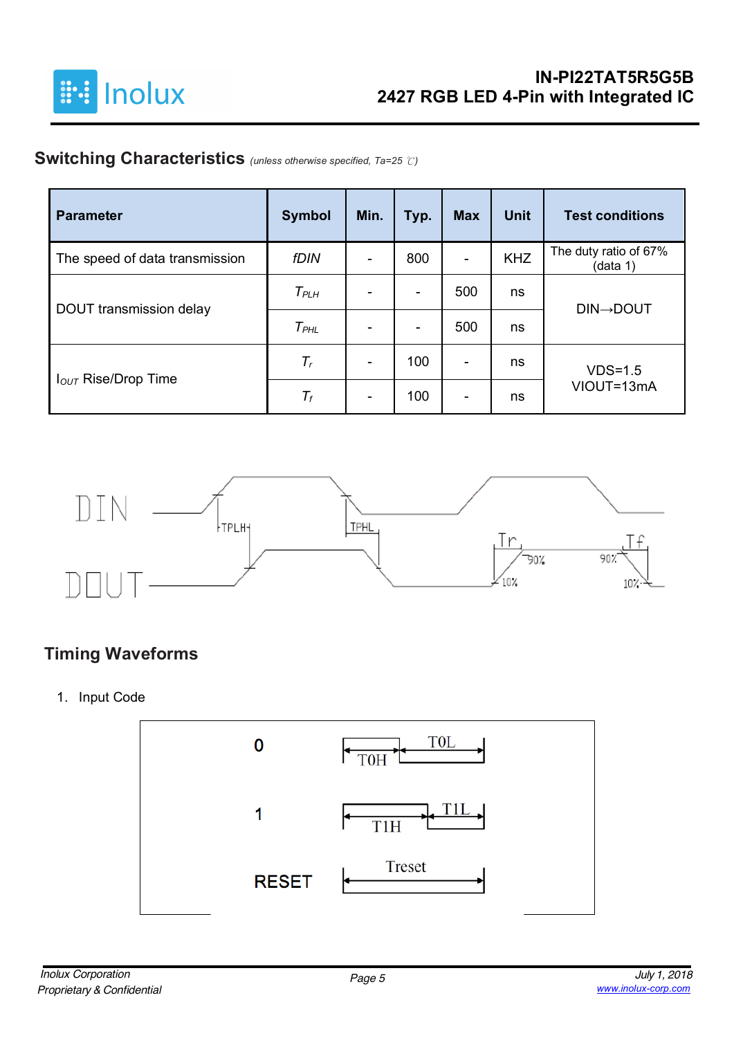## Switching Characteristics *(unless otherwise specified, Ta=25 ℃)*

| Parameter | Symbol | Min. | Typ. | Max | Unit | Test conditions |
|---|---|---|---|---|---|---|
| The speed of data transmission | *fDIN* | - | 800 | - | KHZ | The duty ratio of 67% (data 1) |
| DOUT transmission delay | $T_{PLH}$ | - | - | 500 | ns | DIN→DOUT |
| | $T_{PHL}$ | - | - | 500 | ns | |
| $I_{OUT}$ Rise/Drop Time | $T_r$ | - | 100 | - | ns | VDS=1.5 VIOUT=13mA |
| | $T_f$ | - | 100 | - | ns | |

## Timing Waveforms

1. Input Code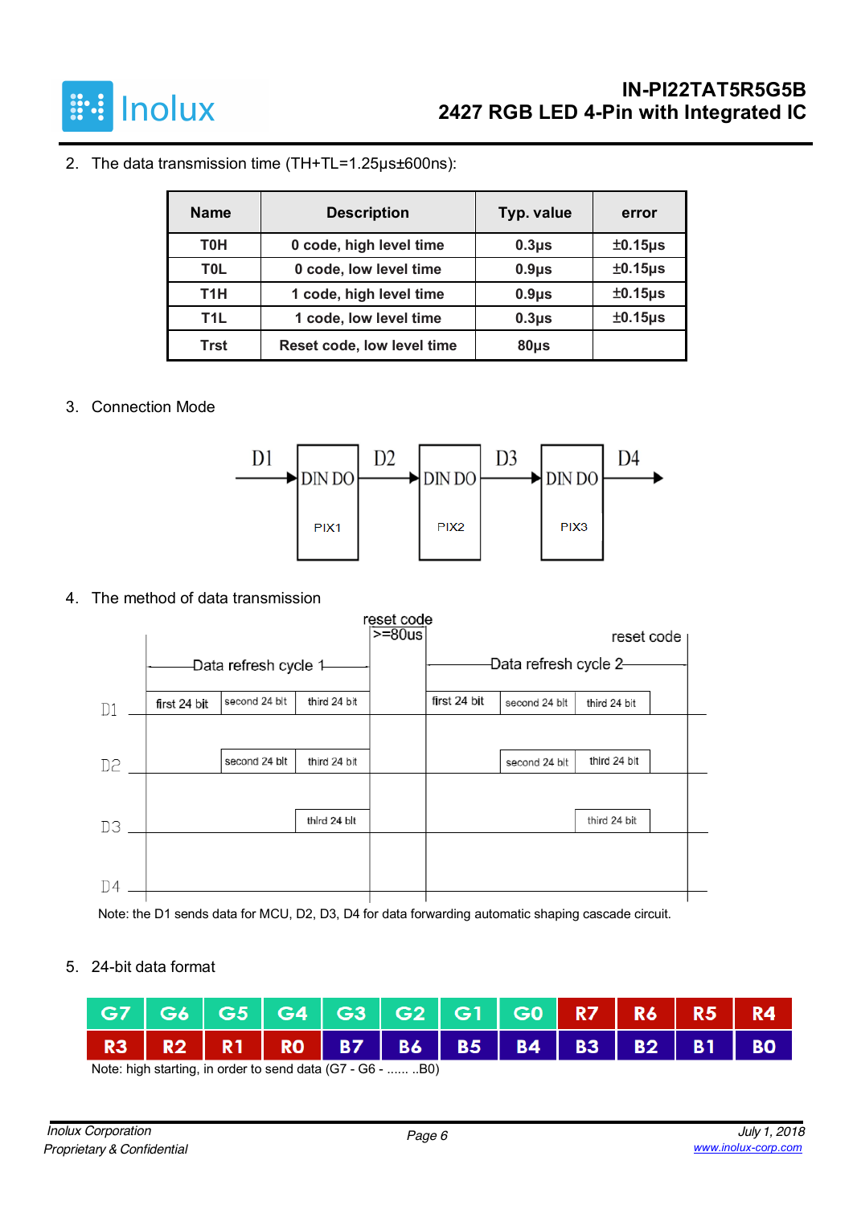2. The data transmission time (TH+TL=1.25μs±600ns):

| Name | Description | Typ. value | error |
|---|---|---|---|
| T0H | 0 code, high level time | 0.3μs | ±0.15μs |
| T0L | 0 code, low level time | 0.9μs | ±0.15μs |
| T1H | 1 code, high level time | 0.9μs | ±0.15μs |
| T1L | 1 code, low level time | 0.3μs | ±0.15μs |
| Trst | Reset code, low level time | 80μs | |

3. Connection Mode

D1 → DIN DO (PIX1) → D2 → DIN DO (PIX2) → D3 → DIN DO (PIX3) → D4

4. The method of data transmission

| | Data refresh cycle 1 | | | reset code >=80us | Data refresh cycle 2 | | | reset code |
|---|---|---|---|---|---|---|---|---|
| D1 | first 24 bit | second 24 bit | third 24 bit | | first 24 bit | second 24 bit | third 24 bit | |
| D2 | | second 24 bit | third 24 bit | | | second 24 bit | third 24 bit | |
| D3 | | | third 24 bit | | | | third 24 bit | |
| D4 | | | | | | | | |

Note: the D1 sends data for MCU, D2, D3, D4 for data forwarding automatic shaping cascade circuit.

5. 24-bit data format

| G7 | G6 | G5 | G4 | G3 | G2 | G1 | G0 | R7 | R6 | R5 | R4 |
|---|---|---|---|---|---|---|---|---|---|---|---|
| R3 | R2 | R1 | R0 | B7 | B6 | B5 | B4 | B3 | B2 | B1 | B0 |

Note: high starting, in order to send data (G7 - G6 - ...... ..B0)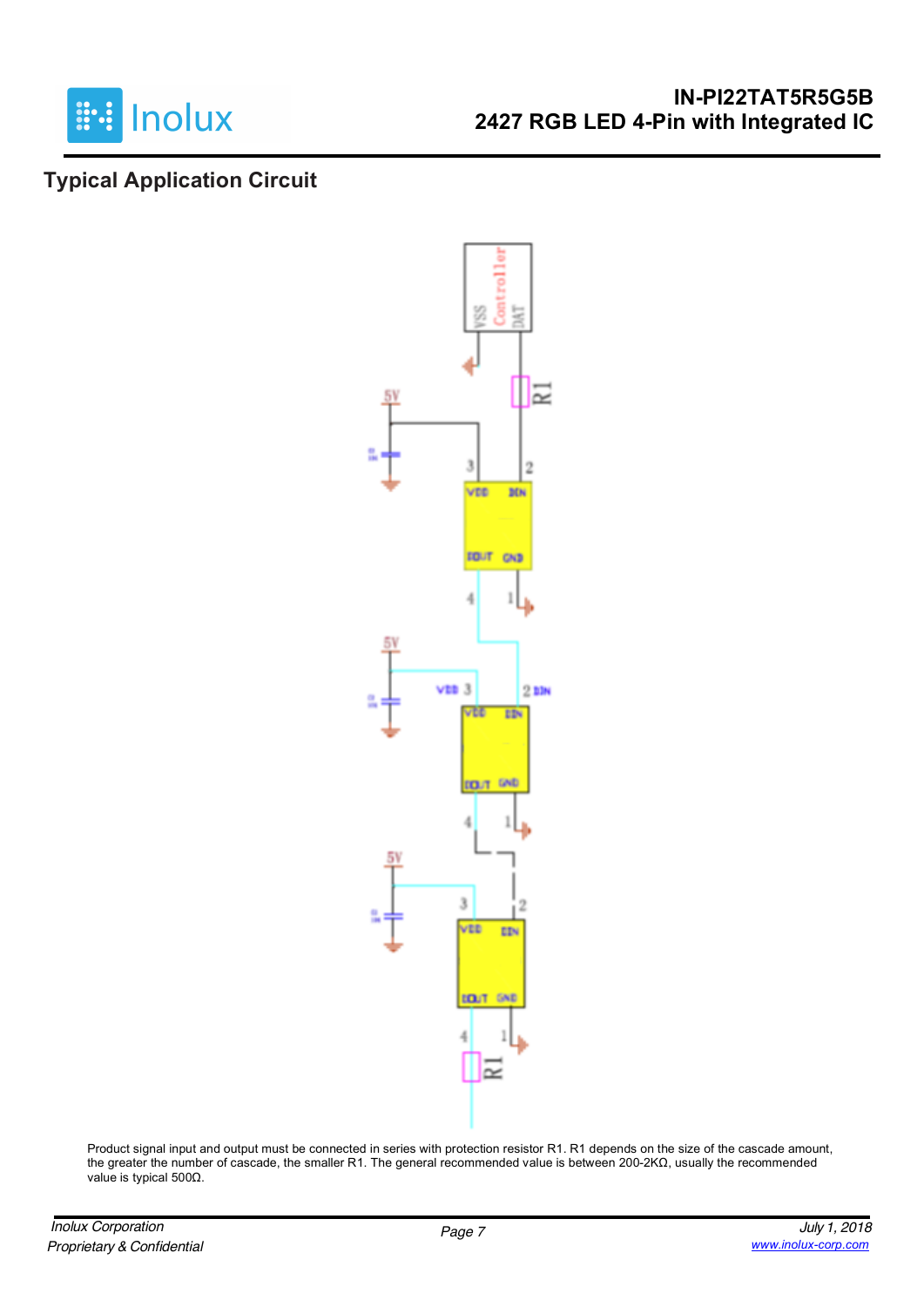## Typical Application Circuit

Product signal input and output must be connected in series with protection resistor R1. R1 depends on the size of the cascade amount, the greater the number of cascade, the smaller R1. The general recommended value is between 200-2KΩ, usually the recommended value is typical 500Ω.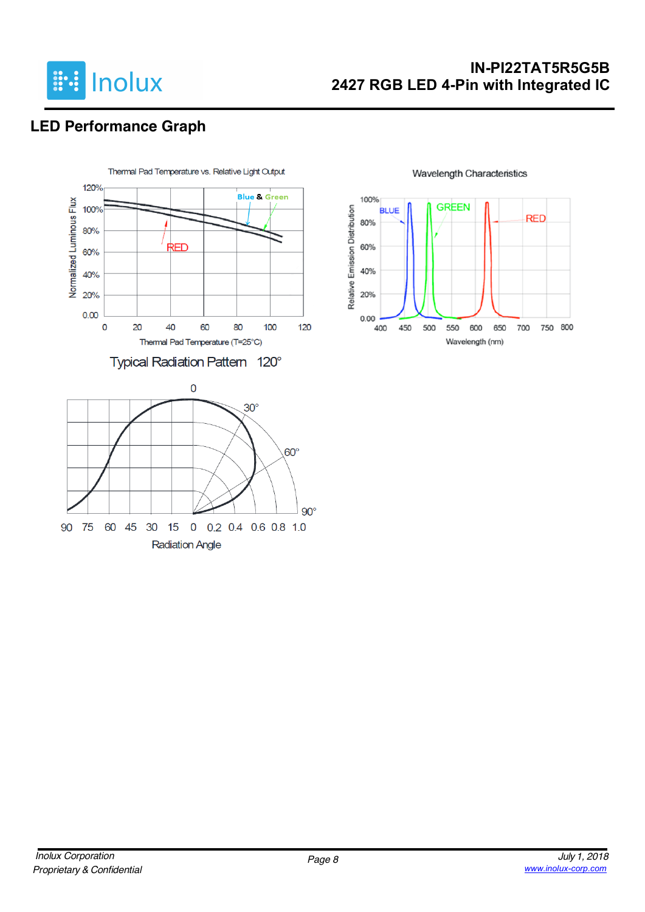## LED Performance Graph

Thermal Pad Temperature vs. Relative Light Output

Wavelength Characteristics

Typical Radiation Pattern 120°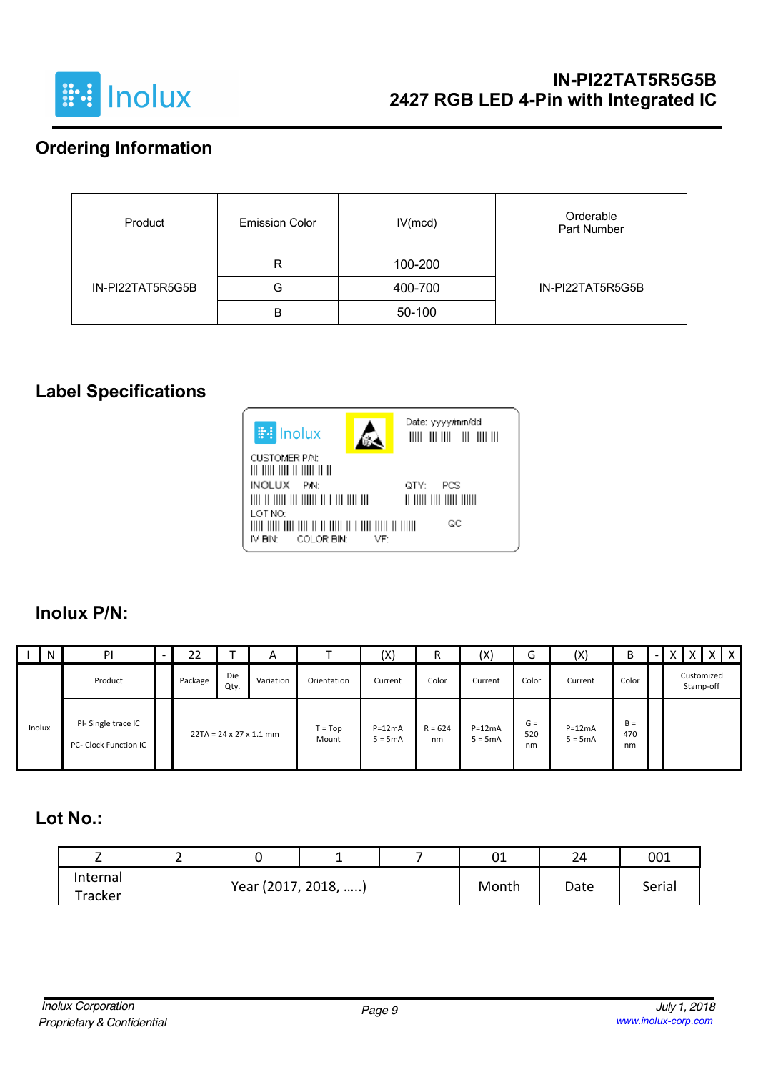## Ordering Information

| Product | Emission Color | IV(mcd) | Orderable Part Number |
|---|---|---|---|
| IN-PI22TAT5R5G5B | R | 100-200 | IN-PI22TAT5R5G5B |
| | G | 400-700 | |
| | B | 50-100 | |

## Label Specifications

Inolux

Date: yyyy/mm/dd

CUSTOMER P/N:

INOLUX P/N:

QTY: PCS

LOT NO:

QC

IV BIN: COLOR BIN: VF:

## Inolux P/N:

| I | N | PI | - | 22 | T | A | T | (X) | R | (X) | G | (X) | B | - | X | X | X | X |
|---|---|---|---|---|---|---|---|---|---|---|---|---|---|---|---|---|---|---|
| | | Product | | Package | Die Qty. | Variation | Orientation | Current | Color | Current | Color | Current | Color | | Customized Stamp-off | | | |
| Inolux | | PI- Single trace IC<br>PC- Clock Function IC | | 22TA = 24 x 27 x 1.1 mm | | | T = Top Mount | P=12mA<br>5 = 5mA | R = 624 nm | P=12mA<br>5 = 5mA | G = 520 nm | P=12mA<br>5 = 5mA | B = 470 nm | | | | | |

## Lot No.:

| Z | 2 | 0 | 1 | 7 | 01 | 24 | 001 |
|---|---|---|---|---|---|---|---|
| Internal Tracker | Year (2017, 2018, …..) | | | | Month | Date | Serial |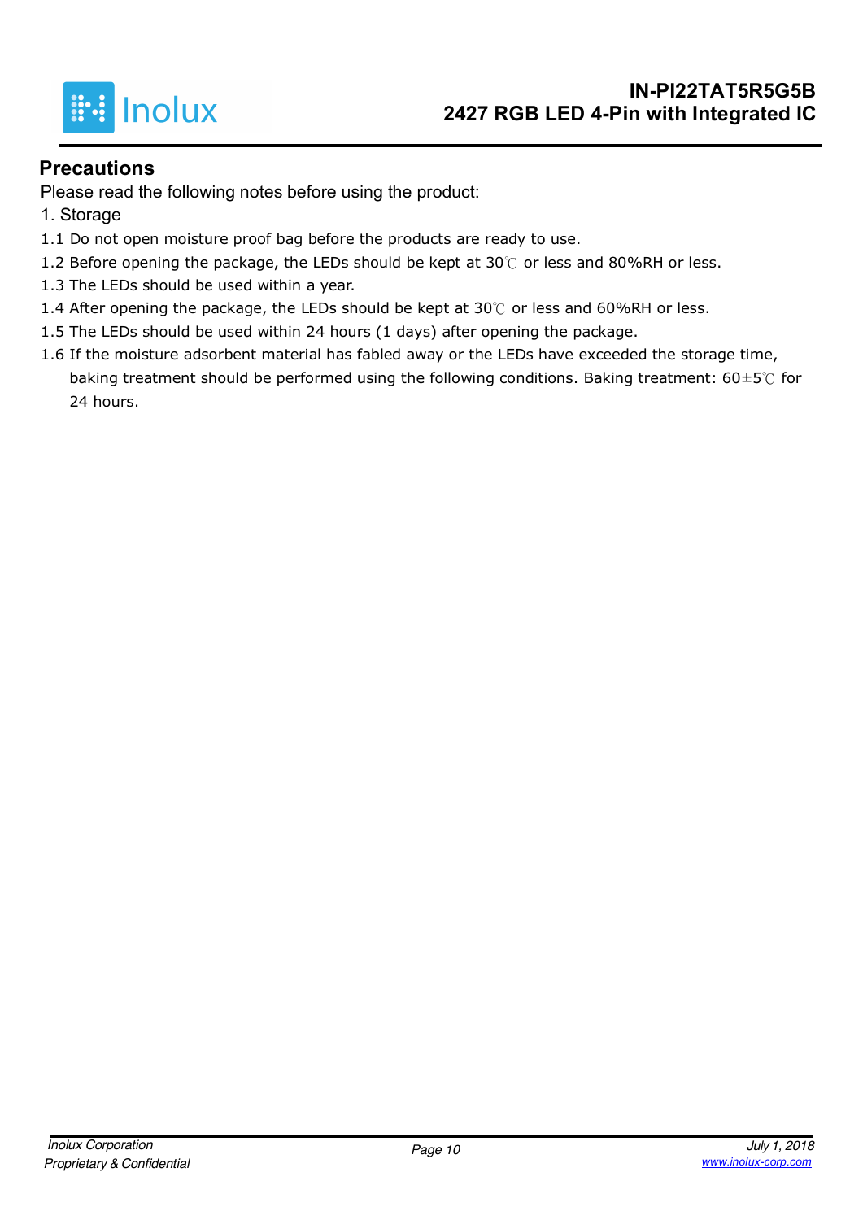## Precautions

Please read the following notes before using the product:

1. Storage

1.1 Do not open moisture proof bag before the products are ready to use.

1.2 Before opening the package, the LEDs should be kept at 30℃ or less and 80%RH or less.

1.3 The LEDs should be used within a year.

1.4 After opening the package, the LEDs should be kept at 30℃ or less and 60%RH or less.

1.5 The LEDs should be used within 24 hours (1 days) after opening the package.

1.6 If the moisture adsorbent material has fabled away or the LEDs have exceeded the storage time, baking treatment should be performed using the following conditions. Baking treatment: 60±5℃ for 24 hours.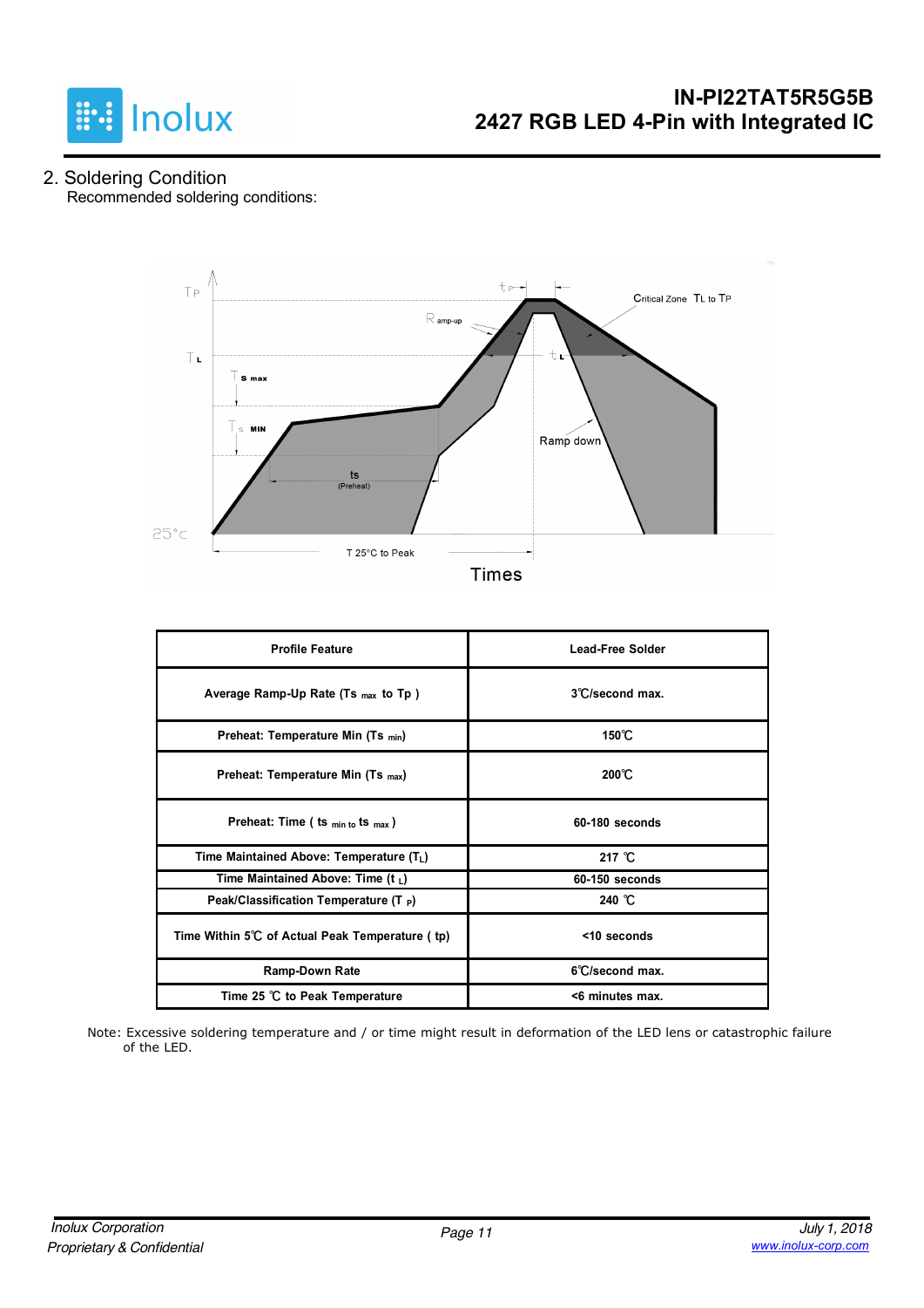## 2. Soldering Condition

Recommended soldering conditions:

| Profile Feature | Lead-Free Solder |
|---|---|
| Average Ramp-Up Rate ($Ts_{max}$ to Tp ) | 3℃/second max. |
| Preheat: Temperature Min ($Ts_{min}$) | 150℃ |
| Preheat: Temperature Min ($Ts_{max}$) | 200℃ |
| Preheat: Time ( ts $_{min\ to}$ ts $_{max}$ ) | 60-180 seconds |
| Time Maintained Above: Temperature ($T_L$) | 217 ℃ |
| Time Maintained Above: Time ($t_L$) | 60-150 seconds |
| Peak/Classification Temperature ($T_P$) | 240 ℃ |
| Time Within 5℃ of Actual Peak Temperature ( tp) | <10 seconds |
| Ramp-Down Rate | 6℃/second max. |
| Time 25 ℃ to Peak Temperature | <6 minutes max. |

Note: Excessive soldering temperature and / or time might result in deformation of the LED lens or catastrophic failure of the LED.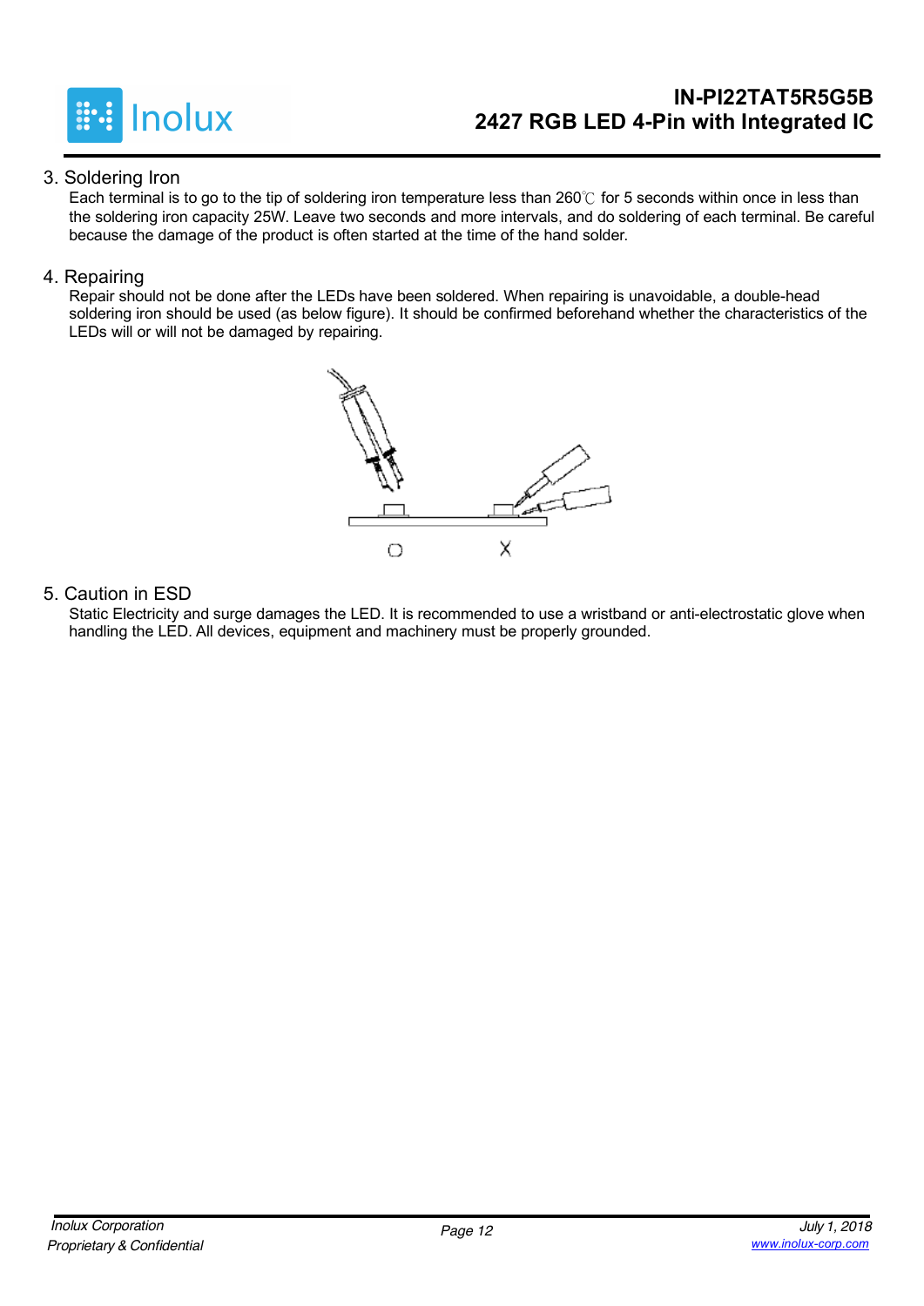3. Soldering Iron

Each terminal is to go to the tip of soldering iron temperature less than 260℃ for 5 seconds within once in less than the soldering iron capacity 25W. Leave two seconds and more intervals, and do soldering of each terminal. Be careful because the damage of the product is often started at the time of the hand solder.

4. Repairing

Repair should not be done after the LEDs have been soldered. When repairing is unavoidable, a double-head soldering iron should be used (as below figure). It should be confirmed beforehand whether the characteristics of the LEDs will or will not be damaged by repairing.

O X

5. Caution in ESD

Static Electricity and surge damages the LED. It is recommended to use a wristband or anti-electrostatic glove when handling the LED. All devices, equipment and machinery must be properly grounded.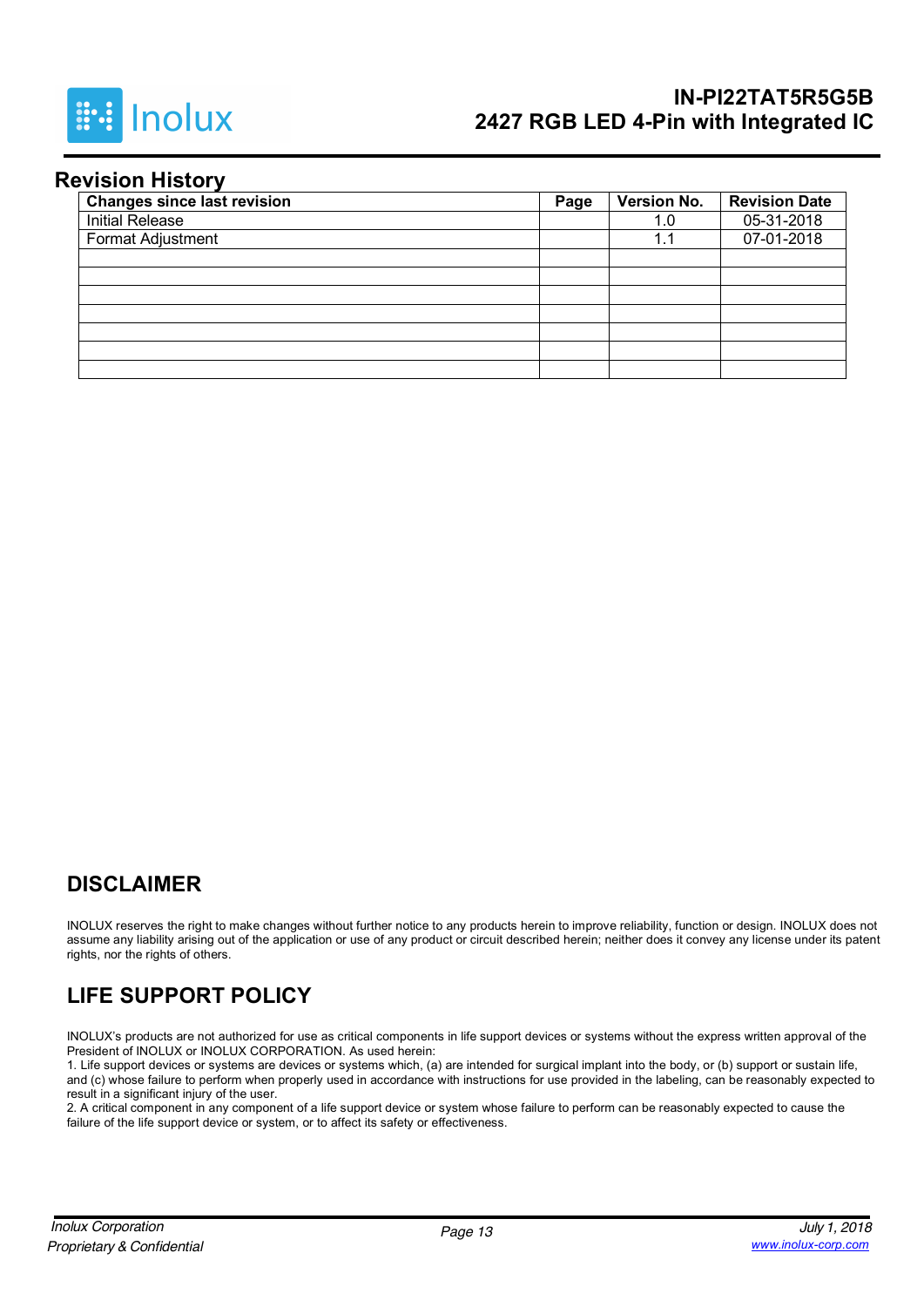## Revision History

| Changes since last revision | Page | Version No. | Revision Date |
|---|---|---|---|
| Initial Release | | 1.0 | 05-31-2018 |
| Format Adjustment | | 1.1 | 07-01-2018 |
| | | | |
| | | | |
| | | | |
| | | | |
| | | | |
| | | | |
| | | | |

## DISCLAIMER

INOLUX reserves the right to make changes without further notice to any products herein to improve reliability, function or design. INOLUX does not assume any liability arising out of the application or use of any product or circuit described herein; neither does it convey any license under its patent rights, nor the rights of others.

## LIFE SUPPORT POLICY

INOLUX's products are not authorized for use as critical components in life support devices or systems without the express written approval of the President of INOLUX or INOLUX CORPORATION. As used herein:

1. Life support devices or systems are devices or systems which, (a) are intended for surgical implant into the body, or (b) support or sustain life, and (c) whose failure to perform when properly used in accordance with instructions for use provided in the labeling, can be reasonably expected to result in a significant injury of the user.
2. A critical component in any component of a life support device or system whose failure to perform can be reasonably expected to cause the failure of the life support device or system, or to affect its safety or effectiveness.